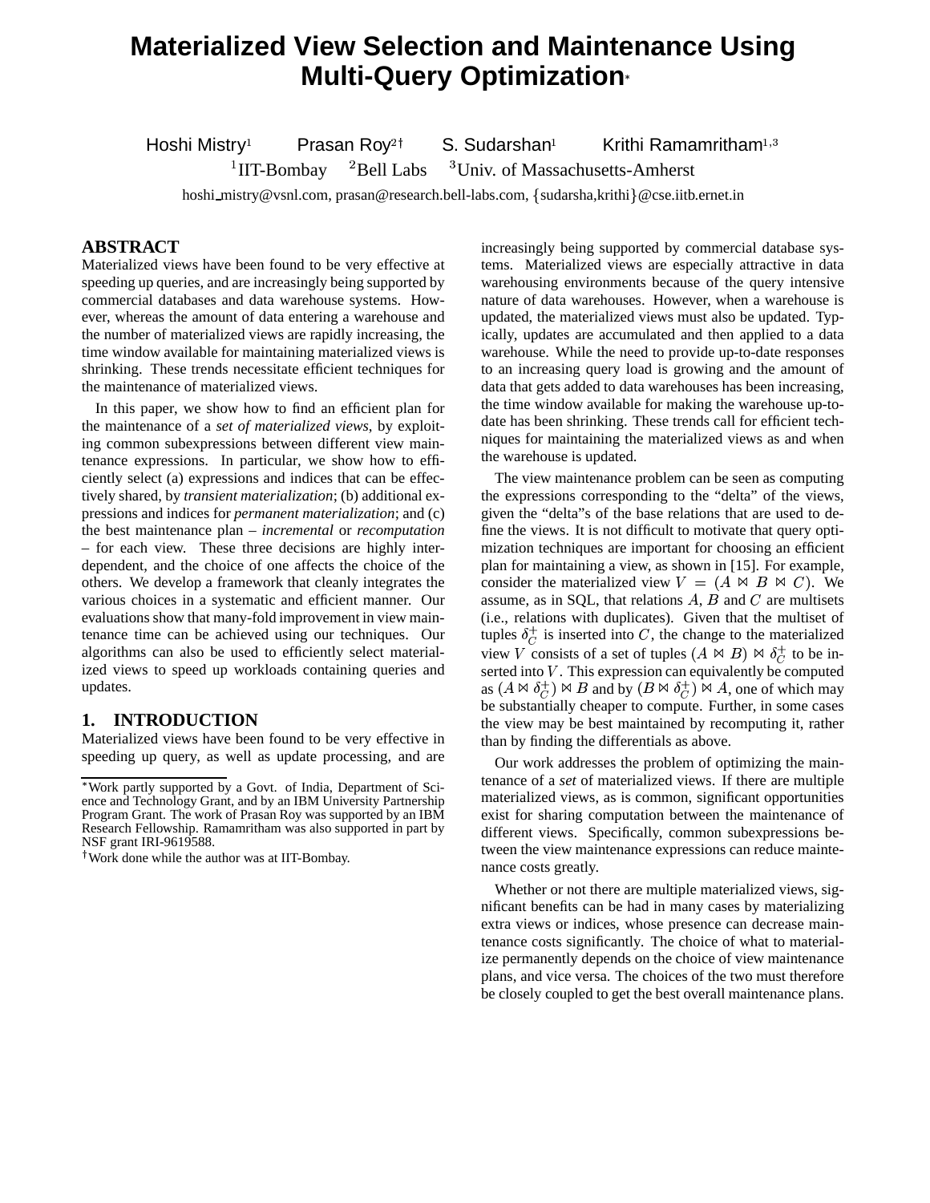# Materialized View Selection and Maintenance Using Multi-Query Optimization*

Hoshi Mistry[1] Prasan Roy[2†] S. Sudarshan[1] Krithi Ramamritham[1,3]

[1]IIT-Bombay [2]Bell Labs [3]Univ. of Massachusetts-Amherst

hoshi_mistry@vsnl.com, prasan@research.bell-labs.com, {sudarsha,krithi}@cse.iitb.ernet.in

## ABSTRACT

Materialized views have been found to be very effective at speeding up queries, and are increasingly being supported by commercial databases and data warehouse systems. However, whereas the amount of data entering a warehouse and the number of materialized views are rapidly increasing, the time window available for maintaining materialized views is shrinking. These trends necessitate efficient techniques for the maintenance of materialized views.

In this paper, we show how to find an efficient plan for the maintenance of a *set of materialized views*, by exploiting common subexpressions between different view maintenance expressions. In particular, we show how to efficiently select (a) expressions and indices that can be effectively shared, by *transient materialization*; (b) additional expressions and indices for *permanent materialization*; and (c) the best maintenance plan – *incremental* or *recomputation* – for each view. These three decisions are highly interdependent, and the choice of one affects the choice of the others. We develop a framework that cleanly integrates the various choices in a systematic and efficient manner. Our evaluations show that many-fold improvement in view maintenance time can be achieved using our techniques. Our algorithms can also be used to efficiently select materialized views to speed up workloads containing queries and updates.

## 1. INTRODUCTION

Materialized views have been found to be very effective in speeding up query, as well as update processing, and are increasingly being supported by commercial database systems. Materialized views are especially attractive in data warehousing environments because of the query intensive nature of data warehouses. However, when a warehouse is updated, the materialized views must also be updated. Typically, updates are accumulated and then applied to a data warehouse. While the need to provide up-to-date responses to an increasing query load is growing and the amount of data that gets added to data warehouses has been increasing, the time window available for making the warehouse up-to-date has been shrinking. These trends call for efficient techniques for maintaining the materialized views as and when the warehouse is updated.

The view maintenance problem can be seen as computing the expressions corresponding to the "delta" of the views, given the "delta"s of the base relations that are used to define the views. It is not difficult to motivate that query optimization techniques are important for choosing an efficient plan for maintaining a view, as shown in [15]. For example, consider the materialized view $V = (A \bowtie B \bowtie C)$. We assume, as in SQL, that relations $A$, $B$ and $C$ are multisets (i.e., relations with duplicates). Given that the multiset of tuples $\delta_C^+$ is inserted into $C$, the change to the materialized view $V$ consists of a set of tuples $(A \bowtie B) \bowtie \delta_C^+$ to be inserted into $V$. This expression can equivalently be computed as $(A \bowtie \delta_C^+) \bowtie B$ and by $(B \bowtie \delta_C^+) \bowtie A$, one of which may be substantially cheaper to compute. Further, in some cases the view may be best maintained by recomputing it, rather than by finding the differentials as above.

Our work addresses the problem of optimizing the maintenance of a *set* of materialized views. If there are multiple materialized views, as is common, significant opportunities exist for sharing computation between the maintenance of different views. Specifically, common subexpressions between the view maintenance expressions can reduce maintenance costs greatly.

Whether or not there are multiple materialized views, significant benefits can be had in many cases by materializing extra views or indices, whose presence can decrease maintenance costs significantly. The choice of what to materialize permanently depends on the choice of view maintenance plans, and vice versa. The choices of the two must therefore be closely coupled to get the best overall maintenance plans.

*Work partly supported by a Govt. of India, Department of Science and Technology Grant, and by an IBM University Partnership Program Grant. The work of Prasan Roy was supported by an IBM Research Fellowship. Ramamritham was also supported in part by NSF grant IRI-9619588.

†Work done while the author was at IIT-Bombay.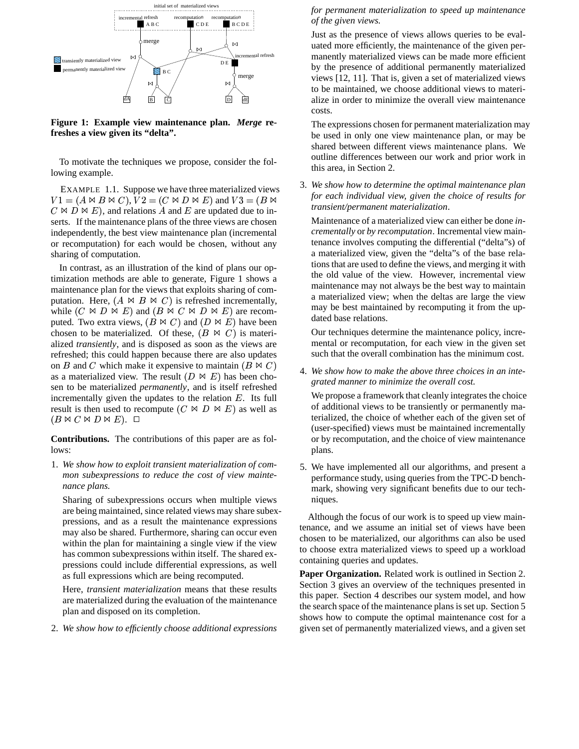initial set of materialized views

incremental refresh A B C

recomputation C D E

recomputation B C D E

merge

⋈

⋈

⋈

incremental refresh

D E

transiently materialized view

permanently materialized view

B C

merge

⋈

⋈

dA B C D dE

**Figure 1: Example view maintenance plan. *Merge* refreshes a view given its "delta".**

To motivate the techniques we propose, consider the following example.

EXAMPLE 1.1. Suppose we have three materialized views $V1 = (A \bowtie B \bowtie C)$, $V2 = (C \bowtie D \bowtie E)$ and $V3 = (B \bowtie C \bowtie D \bowtie E)$, and relations $A$ and $E$ are updated due to inserts. If the maintenance plans of the three views are chosen independently, the best view maintenance plan (incremental or recomputation) for each would be chosen, without any sharing of computation.

In contrast, as an illustration of the kind of plans our optimization methods are able to generate, Figure 1 shows a maintenance plan for the views that exploits sharing of computation. Here, $(A \bowtie B \bowtie C)$ is refreshed incrementally, while $(C \bowtie D \bowtie E)$ and $(B \bowtie C \bowtie D \bowtie E)$ are recomputed. Two extra views, $(B \bowtie C)$ and $(D \bowtie E)$ have been chosen to be materialized. Of these, $(B \bowtie C)$ is materialized *transiently*, and is disposed as soon as the views are refreshed; this could happen because there are also updates on $B$ and $C$ which make it expensive to maintain $(B \bowtie C)$ as a materialized view. The result $(D \bowtie E)$ has been chosen to be materialized *permanently*, and is itself refreshed incrementally given the updates to the relation $E$. Its full result is then used to recompute $(C \bowtie D \bowtie E)$ as well as $(B \bowtie C \bowtie D \bowtie E)$. □

**Contributions.** The contributions of this paper are as follows:

1. *We show how to exploit transient materialization of common subexpressions to reduce the cost of view maintenance plans.*

   Sharing of subexpressions occurs when multiple views are being maintained, since related views may share subexpressions, and as a result the maintenance expressions may also be shared. Furthermore, sharing can occur even within the plan for maintaining a single view if the view has common subexpressions within itself. The shared expressions could include differential expressions, as well as full expressions which are being recomputed.

   Here, *transient materialization* means that these results are materialized during the evaluation of the maintenance plan and disposed on its completion.

2. *We show how to efficiently choose additional expressions for permanent materialization to speed up maintenance of the given views.*

   Just as the presence of views allows queries to be evaluated more efficiently, the maintenance of the given permanently materialized views can be made more efficient by the presence of additional permanently materialized views [12, 11]. That is, given a set of materialized views to be maintained, we choose additional views to materialize in order to minimize the overall view maintenance costs.

   The expressions chosen for permanent materialization may be used in only one view maintenance plan, or may be shared between different views maintenance plans. We outline differences between our work and prior work in this area, in Section 2.

3. *We show how to determine the optimal maintenance plan for each individual view, given the choice of results for transient/permanent materialization*.

   Maintenance of a materialized view can either be done *incrementally* or *by recomputation*. Incremental view maintenance involves computing the differential ("delta"s) of a materialized view, given the "delta"s of the base relations that are used to define the views, and merging it with the old value of the view. However, incremental view maintenance may not always be the best way to maintain a materialized view; when the deltas are large the view may be best maintained by recomputing it from the updated base relations.

   Our techniques determine the maintenance policy, incremental or recomputation, for each view in the given set such that the overall combination has the minimum cost.

4. *We show how to make the above three choices in an integrated manner to minimize the overall cost.*

   We propose a framework that cleanly integrates the choice of additional views to be transiently or permanently materialized, the choice of whether each of the given set of (user-specified) views must be maintained incrementally or by recomputation, and the choice of view maintenance plans.

5. We have implemented all our algorithms, and present a performance study, using queries from the TPC-D benchmark, showing very significant benefits due to our techniques.

Although the focus of our work is to speed up view maintenance, and we assume an initial set of views have been chosen to be materialized, our algorithms can also be used to choose extra materialized views to speed up a workload containing queries and updates.

**Paper Organization.** Related work is outlined in Section 2. Section 3 gives an overview of the techniques presented in this paper. Section 4 describes our system model, and how the search space of the maintenance plans is set up. Section 5 shows how to compute the optimal maintenance cost for a given set of permanently materialized views, and a given set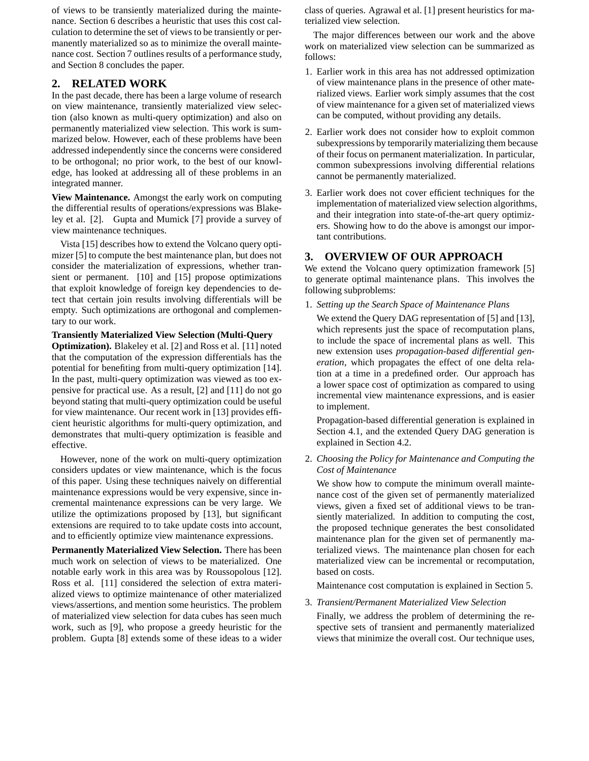of views to be transiently materialized during the maintenance. Section 6 describes a heuristic that uses this cost calculation to determine the set of views to be transiently or permanently materialized so as to minimize the overall maintenance cost. Section 7 outlines results of a performance study, and Section 8 concludes the paper.

## 2. RELATED WORK

In the past decade, there has been a large volume of research on view maintenance, transiently materialized view selection (also known as multi-query optimization) and also on permanently materialized view selection. This work is summarized below. However, each of these problems have been addressed independently since the concerns were considered to be orthogonal; no prior work, to the best of our knowledge, has looked at addressing all of these problems in an integrated manner.

**View Maintenance.** Amongst the early work on computing the differential results of operations/expressions was Blakeley et al. [2]. Gupta and Mumick [7] provide a survey of view maintenance techniques.

Vista [15] describes how to extend the Volcano query optimizer [5] to compute the best maintenance plan, but does not consider the materialization of expressions, whether transient or permanent. [10] and [15] propose optimizations that exploit knowledge of foreign key dependencies to detect that certain join results involving differentials will be empty. Such optimizations are orthogonal and complementary to our work.

**Transiently Materialized View Selection (Multi-Query Optimization).** Blakeley et al. [2] and Ross et al. [11] noted that the computation of the expression differentials has the potential for benefiting from multi-query optimization [14]. In the past, multi-query optimization was viewed as too expensive for practical use. As a result, [2] and [11] do not go beyond stating that multi-query optimization could be useful for view maintenance. Our recent work in [13] provides efficient heuristic algorithms for multi-query optimization, and demonstrates that multi-query optimization is feasible and effective.

However, none of the work on multi-query optimization considers updates or view maintenance, which is the focus of this paper. Using these techniques naively on differential maintenance expressions would be very expensive, since incremental maintenance expressions can be very large. We utilize the optimizations proposed by [13], but significant extensions are required to to take update costs into account, and to efficiently optimize view maintenance expressions.

**Permanently Materialized View Selection.** There has been much work on selection of views to be materialized. One notable early work in this area was by Roussopolous [12]. Ross et al. [11] considered the selection of extra materialized views to optimize maintenance of other materialized views/assertions, and mention some heuristics. The problem of materialized view selection for data cubes has seen much work, such as [9], who propose a greedy heuristic for the problem. Gupta [8] extends some of these ideas to a wider class of queries. Agrawal et al. [1] present heuristics for materialized view selection.

The major differences between our work and the above work on materialized view selection can be summarized as follows:

1. Earlier work in this area has not addressed optimization of view maintenance plans in the presence of other materialized views. Earlier work simply assumes that the cost of view maintenance for a given set of materialized views can be computed, without providing any details.
2. Earlier work does not consider how to exploit common subexpressions by temporarily materializing them because of their focus on permanent materialization. In particular, common subexpressions involving differential relations cannot be permanently materialized.
3. Earlier work does not cover efficient techniques for the implementation of materialized view selection algorithms, and their integration into state-of-the-art query optimizers. Showing how to do the above is amongst our important contributions.

## 3. OVERVIEW OF OUR APPROACH

We extend the Volcano query optimization framework [5] to generate optimal maintenance plans. This involves the following subproblems:

1. *Setting up the Search Space of Maintenance Plans*

   We extend the Query DAG representation of [5] and [13], which represents just the space of recomputation plans, to include the space of incremental plans as well. This new extension uses *propagation-based differential generation*, which propagates the effect of one delta relation at a time in a predefined order. Our approach has a lower space cost of optimization as compared to using incremental view maintenance expressions, and is easier to implement.

   Propagation-based differential generation is explained in Section 4.1, and the extended Query DAG generation is explained in Section 4.2.

2. *Choosing the Policy for Maintenance and Computing the Cost of Maintenance*

   We show how to compute the minimum overall maintenance cost of the given set of permanently materialized views, given a fixed set of additional views to be transiently materialized. In addition to computing the cost, the proposed technique generates the best consolidated maintenance plan for the given set of permanently materialized views. The maintenance plan chosen for each materialized view can be incremental or recomputation, based on costs.

   Maintenance cost computation is explained in Section 5.

3. *Transient/Permanent Materialized View Selection*

   Finally, we address the problem of determining the respective sets of transient and permanently materialized views that minimize the overall cost. Our technique uses,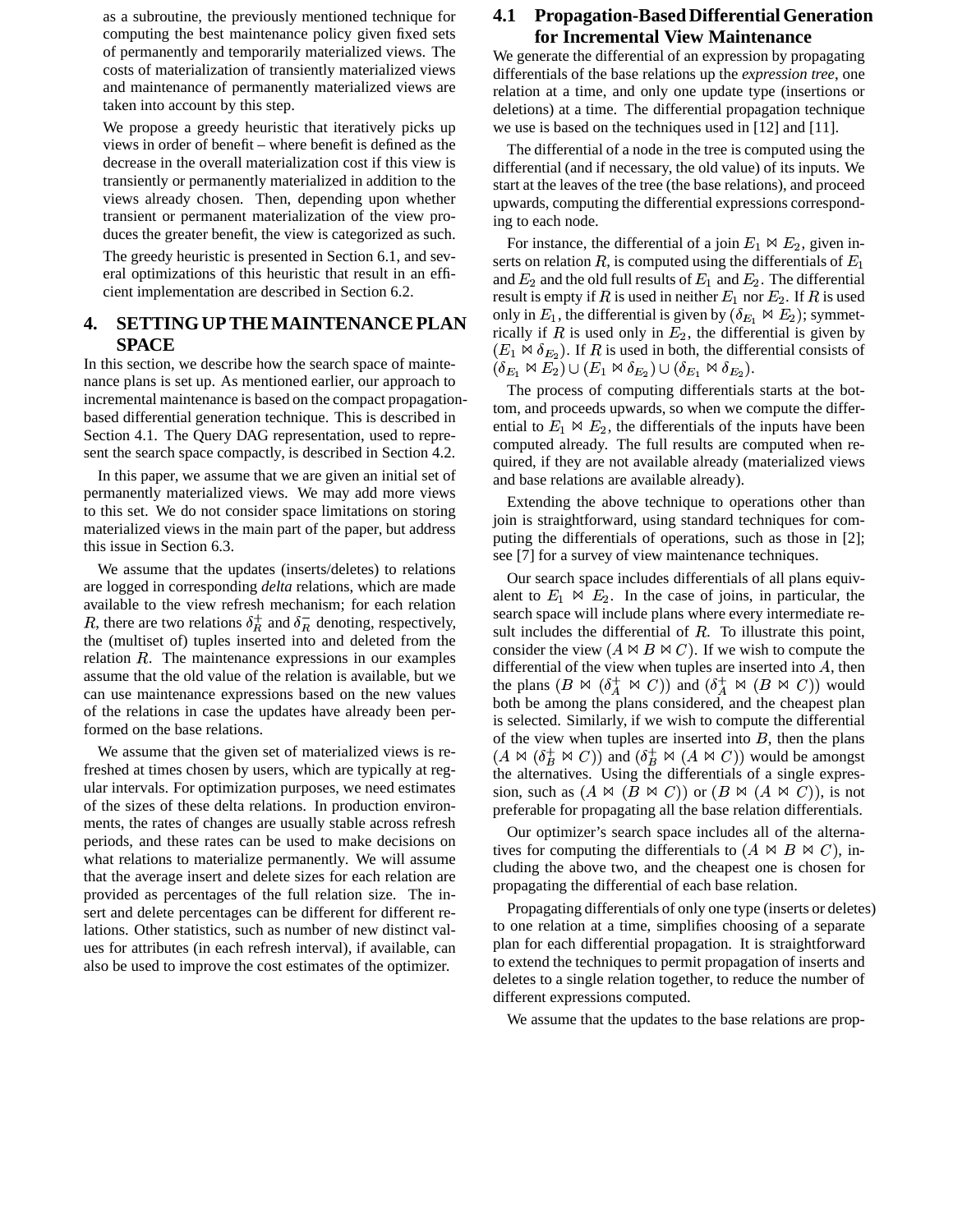as a subroutine, the previously mentioned technique for computing the best maintenance policy given fixed sets of permanently and temporarily materialized views. The costs of materialization of transiently materialized views and maintenance of permanently materialized views are taken into account by this step.

We propose a greedy heuristic that iteratively picks up views in order of benefit – where benefit is defined as the decrease in the overall materialization cost if this view is transiently or permanently materialized in addition to the views already chosen. Then, depending upon whether transient or permanent materialization of the view produces the greater benefit, the view is categorized as such.

The greedy heuristic is presented in Section 6.1, and several optimizations of this heuristic that result in an efficient implementation are described in Section 6.2.

# 4. SETTING UP THE MAINTENANCE PLAN SPACE

In this section, we describe how the search space of maintenance plans is set up. As mentioned earlier, our approach to incremental maintenance is based on the compact propagation-based differential generation technique. This is described in Section 4.1. The Query DAG representation, used to represent the search space compactly, is described in Section 4.2.

In this paper, we assume that we are given an initial set of permanently materialized views. We may add more views to this set. We do not consider space limitations on storing materialized views in the main part of the paper, but address this issue in Section 6.3.

We assume that the updates (inserts/deletes) to relations are logged in corresponding *delta* relations, which are made available to the view refresh mechanism; for each relation $R$, there are two relations $\delta_R^+$ and $\delta_R^-$ denoting, respectively, the (multiset of) tuples inserted into and deleted from the relation $R$. The maintenance expressions in our examples assume that the old value of the relation is available, but we can use maintenance expressions based on the new values of the relations in case the updates have already been performed on the base relations.

We assume that the given set of materialized views is refreshed at times chosen by users, which are typically at regular intervals. For optimization purposes, we need estimates of the sizes of these delta relations. In production environments, the rates of changes are usually stable across refresh periods, and these rates can be used to make decisions on what relations to materialize permanently. We will assume that the average insert and delete sizes for each relation are provided as percentages of the full relation size. The insert and delete percentages can be different for different relations. Other statistics, such as number of new distinct values for attributes (in each refresh interval), if available, can also be used to improve the cost estimates of the optimizer.

## 4.1 Propagation-Based Differential Generation for Incremental View Maintenance

We generate the differential of an expression by propagating differentials of the base relations up the *expression tree*, one relation at a time, and only one update type (insertions or deletions) at a time. The differential propagation technique we use is based on the techniques used in [12] and [11].

The differential of a node in the tree is computed using the differential (and if necessary, the old value) of its inputs. We start at the leaves of the tree (the base relations), and proceed upwards, computing the differential expressions corresponding to each node.

For instance, the differential of a join $E_1 \bowtie E_2$, given inserts on relation $R$, is computed using the differentials of $E_1$ and $E_2$ and the old full results of $E_1$ and $E_2$. The differential result is empty if $R$ is used in neither $E_1$ nor $E_2$. If $R$ is used only in $E_1$, the differential is given by $(\delta_{E_1} \bowtie E_2)$; symmetrically if $R$ is used only in $E_2$, the differential is given by $(E_1 \bowtie \delta_{E_2})$. If $R$ is used in both, the differential consists of $(\delta_{E_1} \bowtie E_2) \cup (E_1 \bowtie \delta_{E_2}) \cup (\delta_{E_1} \bowtie \delta_{E_2})$.

The process of computing differentials starts at the bottom, and proceeds upwards, so when we compute the differential to $E_1 \bowtie E_2$, the differentials of the inputs have been computed already. The full results are computed when required, if they are not available already (materialized views and base relations are available already).

Extending the above technique to operations other than join is straightforward, using standard techniques for computing the differentials of operations, such as those in [2]; see [7] for a survey of view maintenance techniques.

Our search space includes differentials of all plans equivalent to $E_1 \bowtie E_2$. In the case of joins, in particular, the search space will include plans where every intermediate result includes the differential of $R$. To illustrate this point, consider the view $(A \bowtie B \bowtie C)$. If we wish to compute the differential of the view when tuples are inserted into $A$, then the plans $(B \bowtie (\delta_A^+ \bowtie C))$ and $(\delta_A^+ \bowtie (B \bowtie C))$ would both be among the plans considered, and the cheapest plan is selected. Similarly, if we wish to compute the differential of the view when tuples are inserted into $B$, then the plans $(A \bowtie (\delta_B^+ \bowtie C))$ and $(\delta_B^+ \bowtie (A \bowtie C))$ would be amongst the alternatives. Using the differentials of a single expression, such as $(A \bowtie (B \bowtie C))$ or $(B \bowtie (A \bowtie C))$, is not preferable for propagating all the base relation differentials.

Our optimizer's search space includes all of the alternatives for computing the differentials to $(A \bowtie B \bowtie C)$, including the above two, and the cheapest one is chosen for propagating the differential of each base relation.

Propagating differentials of only one type (inserts or deletes) to one relation at a time, simplifies choosing of a separate plan for each differential propagation. It is straightforward to extend the techniques to permit propagation of inserts and deletes to a single relation together, to reduce the number of different expressions computed.

We assume that the updates to the base relations are prop-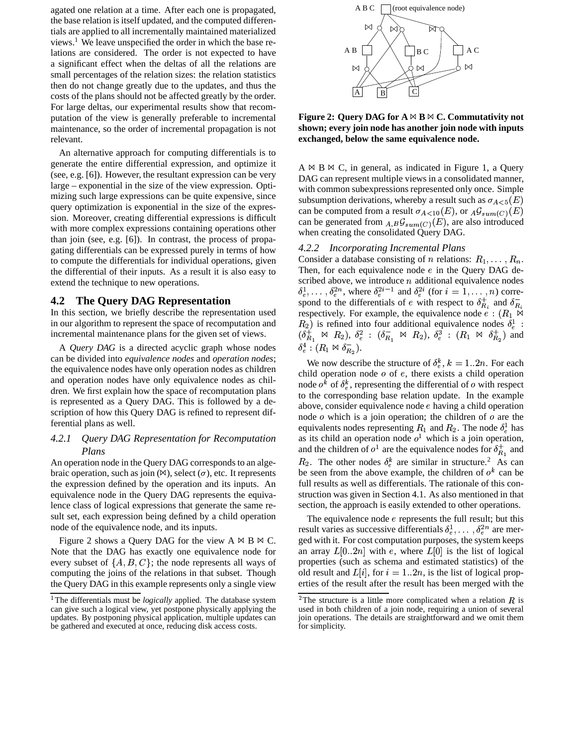agated one relation at a time. After each one is propagated, the base relation is itself updated, and the computed differentials are applied to all incrementally maintained materialized views.[1] We leave unspecified the order in which the base relations are considered. The order is not expected to have a significant effect when the deltas of all the relations are small percentages of the relation sizes: the relation statistics then do not change greatly due to the updates, and thus the costs of the plans should not be affected greatly by the order. For large deltas, our experimental results show that recomputation of the view is generally preferable to incremental maintenance, so the order of incremental propagation is not relevant.

An alternative approach for computing differentials is to generate the entire differential expression, and optimize it (see, e.g. [6]). However, the resultant expression can be very large – exponential in the size of the view expression. Optimizing such large expressions can be quite expensive, since query optimization is exponential in the size of the expression. Moreover, creating differential expressions is difficult with more complex expressions containing operations other than join (see, e.g. [6]). In contrast, the process of propagating differentials can be expressed purely in terms of how to compute the differentials for individual operations, given the differential of their inputs. As a result it is also easy to extend the technique to new operations.

## 4.2 The Query DAG Representation

In this section, we briefly describe the representation used in our algorithm to represent the space of recomputation and incremental maintenance plans for the given set of views.

A *Query DAG* is a directed acyclic graph whose nodes can be divided into *equivalence nodes* and *operation nodes*; the equivalence nodes have only operation nodes as children and operation nodes have only equivalence nodes as children. We first explain how the space of recomputation plans is represented as a Query DAG. This is followed by a description of how this Query DAG is refined to represent differential plans as well.

### 4.2.1 Query DAG Representation for Recomputation Plans

An operation node in the Query DAG corresponds to an algebraic operation, such as join ($\bowtie$), select ($\sigma$), etc. It represents the expression defined by the operation and its inputs. An equivalence node in the Query DAG represents the equivalence class of logical expressions that generate the same result set, each expression being defined by a child operation node of the equivalence node, and its inputs.

Figure 2 shows a Query DAG for the view A $\bowtie$ B $\bowtie$ C. Note that the DAG has exactly one equivalence node for every subset of $\{A, B, C\}$; the node represents all ways of computing the joins of the relations in that subset. Though the Query DAG in this example represents only a single view

[1] The differentials must be *logically* applied. The database system can give such a logical view, yet postpone physically applying the updates. By postponing physical application, multiple updates can be gathered and executed at once, reducing disk access costs.

**Figure 2: Query DAG for A $\bowtie$ B $\bowtie$ C. Commutativity not shown; every join node has another join node with inputs exchanged, below the same equivalence node.**

A $\bowtie$ B $\bowtie$ C, in general, as indicated in Figure 1, a Query DAG can represent multiple views in a consolidated manner, with common subexpressions represented only once. Simple subsumption derivations, whereby a result such as $\sigma_{A<5}(E)$ can be computed from a result $\sigma_{A<10}(E)$, or ${}_A\mathcal{G}_{sum(C)}(E)$ can be generated from ${}_{A,B}\mathcal{G}_{sum(C)}(E)$, are also introduced when creating the consolidated Query DAG.

### 4.2.2 Incorporating Incremental Plans

Consider a database consisting of $n$ relations: $R_1, \ldots, R_n$. Then, for each equivalence node $e$ in the Query DAG described above, we introduce $n$ additional equivalence nodes $\delta_e^1, \ldots, \delta_e^{2n}$, where $\delta_e^{2i-1}$ and $\delta_e^{2i}$ (for $i = 1, \ldots, n$) correspond to the differentials of $e$ with respect to $\delta_{R_i}^+$ and $\delta_{R_i}^-$ respectively. For example, the equivalence node $e : (R_1 \bowtie R_2)$ is refined into four additional equivalence nodes $\delta_e^1 : (\delta_{R_1}^+ \bowtie R_2)$, $\delta_e^2 : (\delta_{R_1}^- \bowtie R_2)$, $\delta_e^3 : (R_1 \bowtie \delta_{R_2}^+)$ and $\delta_e^4 : (R_1 \bowtie \delta_{R_2}^-)$.

We now describe the structure of $\delta_e^k, k = 1..2n$. For each child operation node $o$ of $e$, there exists a child operation node $o^k$ of $\delta_e^k$, representing the differential of $o$ with respect to the corresponding base relation update. In the example above, consider equivalence node $e$ having a child operation node $o$ which is a join operation; the children of $o$ are the equivalents nodes representing $R_1$ and $R_2$. The node $\delta_e^1$ has as its child an operation node $o^1$ which is a join operation, and the children of $o^1$ are the equivalence nodes for $\delta_{R_1}^+$ and $R_2$. The other nodes $\delta_e^k$ are similar in structure.[2] As can be seen from the above example, the children of $o^k$ can be full results as well as differentials. The rationale of this construction was given in Section 4.1. As also mentioned in that section, the approach is easily extended to other operations.

The equivalence node $e$ represents the full result; but this result varies as successive differentials $\delta_e^1, \ldots, \delta_e^{2n}$ are merged with it. For cost computation purposes, the system keeps an array $L[0..2n]$ with $e$, where $L[0]$ is the list of logical properties (such as schema and estimated statistics) of the old result and $L[i]$, for $i = 1..2n$, is the list of logical properties of the result after the result has been merged with the

[2] The structure is a little more complicated when a relation $R$ is used in both children of a join node, requiring a union of several join operations. The details are straightforward and we omit them for simplicity.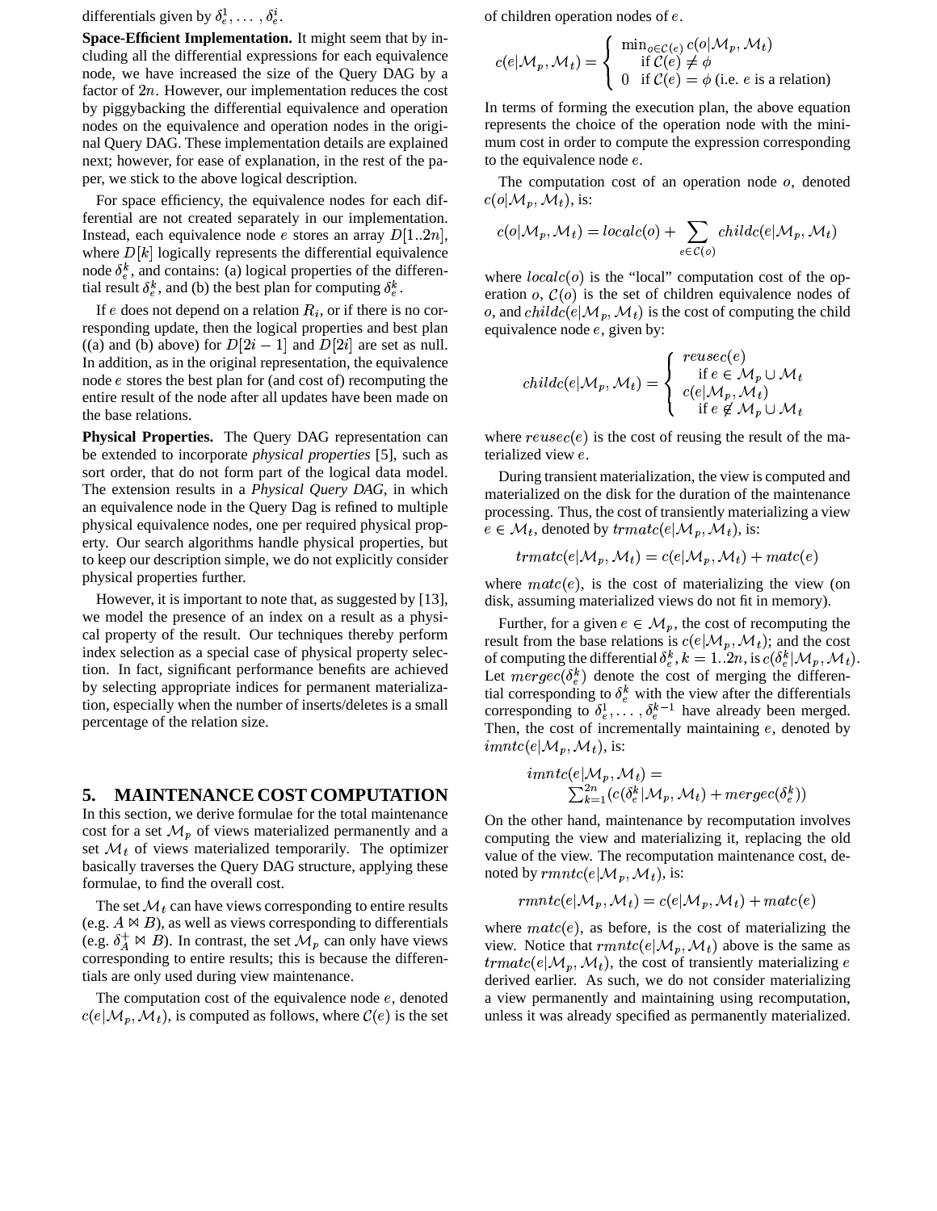differentials given by $\delta_e^1, \ldots, \delta_e^i$.

**Space-Efficient Implementation.** It might seem that by including all the differential expressions for each equivalence node, we have increased the size of the Query DAG by a factor of $2n$. However, our implementation reduces the cost by piggybacking the differential equivalence and operation nodes on the equivalence and operation nodes in the original Query DAG. These implementation details are explained next; however, for ease of explanation, in the rest of the paper, we stick to the above logical description.

For space efficiency, the equivalence nodes for each differential are not created separately in our implementation. Instead, each equivalence node $e$ stores an array $D[1..2n]$, where $D[k]$ logically represents the differential equivalence node $\delta_e^k$, and contains: (a) logical properties of the differential result $\delta_e^k$, and (b) the best plan for computing $\delta_e^k$.

If $e$ does not depend on a relation $R_i$, or if there is no corresponding update, then the logical properties and best plan ((a) and (b) above) for $D[2i-1]$ and $D[2i]$ are set as null. In addition, as in the original representation, the equivalence node $e$ stores the best plan for (and cost of) recomputing the entire result of the node after all updates have been made on the base relations.

**Physical Properties.** The Query DAG representation can be extended to incorporate *physical properties* [5], such as sort order, that do not form part of the logical data model. The extension results in a *Physical Query DAG*, in which an equivalence node in the Query Dag is refined to multiple physical equivalence nodes, one per required physical property. Our search algorithms handle physical properties, but to keep our description simple, we do not explicitly consider physical properties further.

However, it is important to note that, as suggested by [13], we model the presence of an index on a result as a physical property of the result. Our techniques thereby perform index selection as a special case of physical property selection. In fact, significant performance benefits are achieved by selecting appropriate indices for permanent materialization, especially when the number of inserts/deletes is a small percentage of the relation size.

## 5. MAINTENANCE COST COMPUTATION

In this section, we derive formulae for the total maintenance cost for a set $\mathcal{M}_p$ of views materialized permanently and a set $\mathcal{M}_t$ of views materialized temporarily. The optimizer basically traverses the Query DAG structure, applying these formulae, to find the overall cost.

The set $\mathcal{M}_t$ can have views corresponding to entire results (e.g. $A \bowtie B$), as well as views corresponding to differentials (e.g. $\delta_A^+ \bowtie B$). In contrast, the set $\mathcal{M}_p$ can only have views corresponding to entire results; this is because the differentials are only used during view maintenance.

The computation cost of the equivalence node $e$, denoted $c(e|\mathcal{M}_p, \mathcal{M}_t)$, is computed as follows, where $\mathcal{C}(e)$ is the set of children operation nodes of $e$.

$$c(e|\mathcal{M}_p, \mathcal{M}_t) = \begin{cases} \min_{o \in \mathcal{C}(e)} c(o|\mathcal{M}_p, \mathcal{M}_t) \\ \quad \text{if } \mathcal{C}(e) \neq \phi \\ 0 \quad \text{if } \mathcal{C}(e) = \phi \text{ (i.e. } e \text{ is a relation)} \end{cases}$$

In terms of forming the execution plan, the above equation represents the choice of the operation node with the minimum cost in order to compute the expression corresponding to the equivalence node $e$.

The computation cost of an operation node $o$, denoted $c(o|\mathcal{M}_p, \mathcal{M}_t)$, is:

$$c(o|\mathcal{M}_p, \mathcal{M}_t) = localc(o) + \sum_{e \in \mathcal{C}(o)} childc(e|\mathcal{M}_p, \mathcal{M}_t)$$

where $localc(o)$ is the "local" computation cost of the operation $o$, $\mathcal{C}(o)$ is the set of children equivalence nodes of $o$, and $childc(e|\mathcal{M}_p, \mathcal{M}_t)$ is the cost of computing the child equivalence node $e$, given by:

$$childc(e|\mathcal{M}_p, \mathcal{M}_t) = \begin{cases} reusec(e) \\ \quad \text{if } e \in \mathcal{M}_p \cup \mathcal{M}_t \\ c(e|\mathcal{M}_p, \mathcal{M}_t) \\ \quad \text{if } e \notin \mathcal{M}_p \cup \mathcal{M}_t \end{cases}$$

where $reusec(e)$ is the cost of reusing the result of the materialized view $e$.

During transient materialization, the view is computed and materialized on the disk for the duration of the maintenance processing. Thus, the cost of transiently materializing a view $e \in \mathcal{M}_t$, denoted by $trmatc(e|\mathcal{M}_p, \mathcal{M}_t)$, is:

$$trmatc(e|\mathcal{M}_p, \mathcal{M}_t) = c(e|\mathcal{M}_p, \mathcal{M}_t) + matc(e)$$

where $matc(e)$, is the cost of materializing the view (on disk, assuming materialized views do not fit in memory).

Further, for a given $e \in \mathcal{M}_p$, the cost of recomputing the result from the base relations is $c(e|\mathcal{M}_p, \mathcal{M}_t)$; and the cost of computing the differential $\delta_e^k, k = 1..2n$, is $c(\delta_e^k|\mathcal{M}_p, \mathcal{M}_t)$. Let $mergec(\delta_e^k)$ denote the cost of merging the differential corresponding to $\delta_e^k$ with the view after the differentials corresponding to $\delta_e^1, \ldots, \delta_e^{k-1}$ have already been merged. Then, the cost of incrementally maintaining $e$, denoted by $imntc(e|\mathcal{M}_p, \mathcal{M}_t)$, is:

$$imntc(e|\mathcal{M}_p, \mathcal{M}_t) = \sum_{k=1}^{2n} (c(\delta_e^k|\mathcal{M}_p, \mathcal{M}_t) + mergec(\delta_e^k))$$

On the other hand, maintenance by recomputation involves computing the view and materializing it, replacing the old value of the view. The recomputation maintenance cost, denoted by $rmntc(e|\mathcal{M}_p, \mathcal{M}_t)$, is:

$$rmntc(e|\mathcal{M}_p, \mathcal{M}_t) = c(e|\mathcal{M}_p, \mathcal{M}_t) + matc(e)$$

where $matc(e)$, as before, is the cost of materializing the view. Notice that $rmntc(e|\mathcal{M}_p, \mathcal{M}_t)$ above is the same as $trmatc(e|\mathcal{M}_p, \mathcal{M}_t)$, the cost of transiently materializing $e$ derived earlier. As such, we do not consider materializing a view permanently and maintaining using recomputation, unless it was already specified as permanently materialized.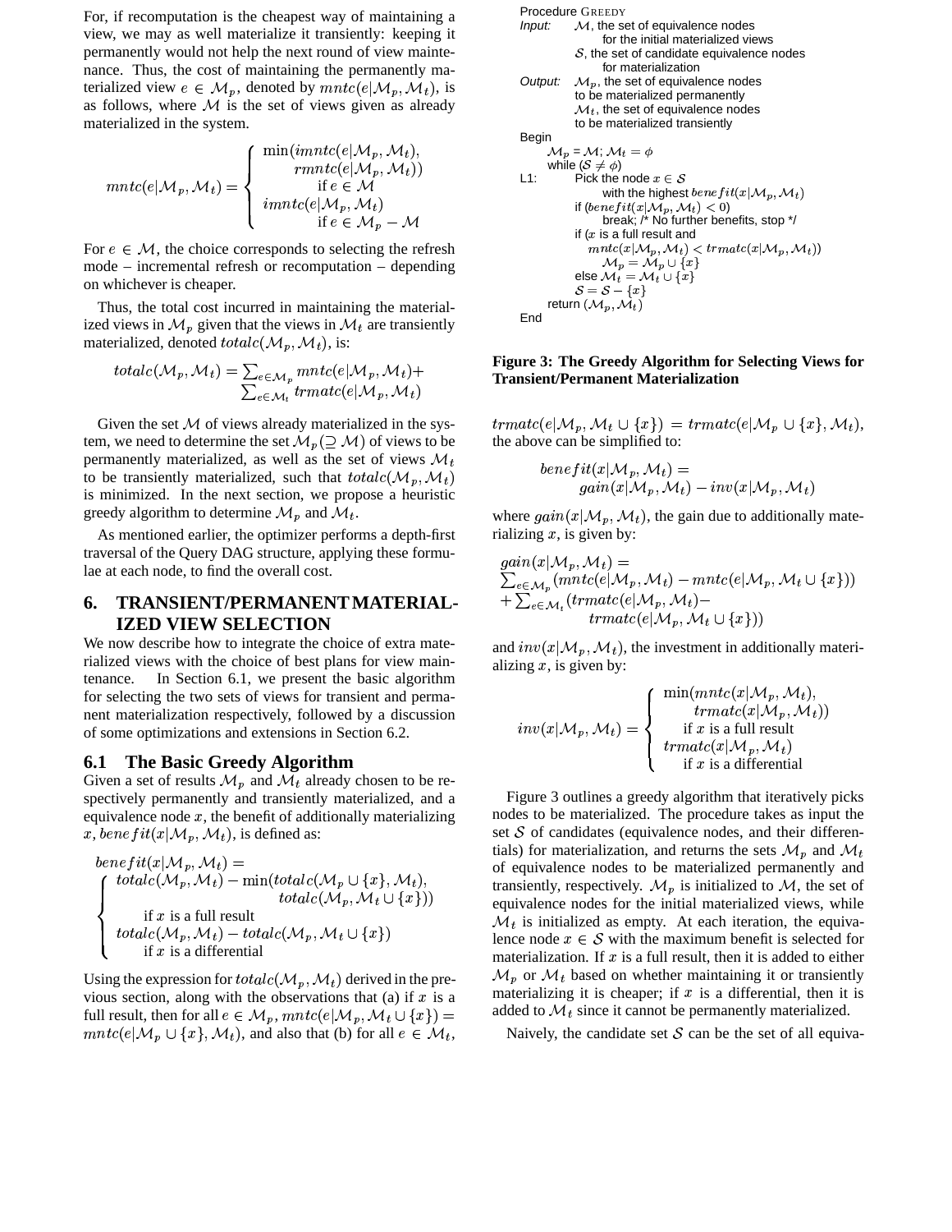For, if recomputation is the cheapest way of maintaining a view, we may as well materialize it transiently: keeping it permanently would not help the next round of view maintenance. Thus, the cost of maintaining the permanently materialized view $e \in \mathcal{M}_p$, denoted by $mntc(e|\mathcal{M}_p, \mathcal{M}_t)$, is as follows, where $\mathcal{M}$ is the set of views given as already materialized in the system.

$$mntc(e|\mathcal{M}_p, \mathcal{M}_t) = \begin{cases} \min(imntc(e|\mathcal{M}_p, \mathcal{M}_t), \\ \quad rmntc(e|\mathcal{M}_p, \mathcal{M}_t)) & \text{if } e \in \mathcal{M} \\ imntc(e|\mathcal{M}_p, \mathcal{M}_t) & \text{if } e \in \mathcal{M}_p - \mathcal{M} \end{cases}$$

For $e \in \mathcal{M}$, the choice corresponds to selecting the refresh mode – incremental refresh or recomputation – depending on whichever is cheaper.

Thus, the total cost incurred in maintaining the materialized views in $\mathcal{M}_p$ given that the views in $\mathcal{M}_t$ are transiently materialized, denoted $totalc(\mathcal{M}_p, \mathcal{M}_t)$, is:

$$totalc(\mathcal{M}_p, \mathcal{M}_t) = \sum_{e \in \mathcal{M}_p} mntc(e|\mathcal{M}_p, \mathcal{M}_t) + \sum_{e \in \mathcal{M}_t} trmatc(e|\mathcal{M}_p, \mathcal{M}_t)$$

Given the set $\mathcal{M}$ of views already materialized in the system, we need to determine the set $\mathcal{M}_p (\supseteq \mathcal{M})$ of views to be permanently materialized, as well as the set of views $\mathcal{M}_t$ to be transiently materialized, such that $totalc(\mathcal{M}_p, \mathcal{M}_t)$ is minimized. In the next section, we propose a heuristic greedy algorithm to determine $\mathcal{M}_p$ and $\mathcal{M}_t$.

As mentioned earlier, the optimizer performs a depth-first traversal of the Query DAG structure, applying these formulae at each node, to find the overall cost.

# 6. TRANSIENT/PERMANENT MATERIALIZED VIEW SELECTION

We now describe how to integrate the choice of extra materialized views with the choice of best plans for view maintenance. In Section 6.1, we present the basic algorithm for selecting the two sets of views for transient and permanent materialization respectively, followed by a discussion of some optimizations and extensions in Section 6.2.

## 6.1 The Basic Greedy Algorithm

Given a set of results $\mathcal{M}_p$ and $\mathcal{M}_t$ already chosen to be respectively permanently and transiently materialized, and a equivalence node $x$, the benefit of additionally materializing $x$, $benefit(x|\mathcal{M}_p, \mathcal{M}_t)$, is defined as:

$$benefit(x|\mathcal{M}_p, \mathcal{M}_t) = \begin{cases} totalc(\mathcal{M}_p, \mathcal{M}_t) - \min(totalc(\mathcal{M}_p \cup \{x\}, \mathcal{M}_t), \\ \quad totalc(\mathcal{M}_p, \mathcal{M}_t \cup \{x\})) & \text{if } x \text{ is a full result} \\ totalc(\mathcal{M}_p, \mathcal{M}_t) - totalc(\mathcal{M}_p, \mathcal{M}_t \cup \{x\}) & \text{if } x \text{ is a differential} \end{cases}$$

Using the expression for $totalc(\mathcal{M}_p, \mathcal{M}_t)$ derived in the previous section, along with the observations that (a) if $x$ is a full result, then for all $e \in \mathcal{M}_p$, $mntc(e|\mathcal{M}_p, \mathcal{M}_t \cup \{x\}) = mntc(e|\mathcal{M}_p \cup \{x\}, \mathcal{M}_t)$, and also that (b) for all $e \in \mathcal{M}_t$, $trmatc(e|\mathcal{M}_p, \mathcal{M}_t \cup \{x\}) = trmatc(e|\mathcal{M}_p \cup \{x\}, \mathcal{M}_t)$, the above can be simplified to:

$$benefit(x|\mathcal{M}_p, \mathcal{M}_t) = gain(x|\mathcal{M}_p, \mathcal{M}_t) - inv(x|\mathcal{M}_p, \mathcal{M}_t)$$

where $gain(x|\mathcal{M}_p, \mathcal{M}_t)$, the gain due to additionally materializing $x$, is given by:

$$gain(x|\mathcal{M}_p, \mathcal{M}_t) = \sum_{e \in \mathcal{M}_p} (mntc(e|\mathcal{M}_p, \mathcal{M}_t) - mntc(e|\mathcal{M}_p, \mathcal{M}_t \cup \{x\})) + \sum_{e \in \mathcal{M}_t} (trmatc(e|\mathcal{M}_p, \mathcal{M}_t) - trmatc(e|\mathcal{M}_p, \mathcal{M}_t \cup \{x\}))$$

and $inv(x|\mathcal{M}_p, \mathcal{M}_t)$, the investment in additionally materializing $x$, is given by:

$$inv(x|\mathcal{M}_p, \mathcal{M}_t) = \begin{cases} \min(mntc(x|\mathcal{M}_p, \mathcal{M}_t), \\ \quad trmatc(x|\mathcal{M}_p, \mathcal{M}_t)) & \text{if } x \text{ is a full result} \\ trmatc(x|\mathcal{M}_p, \mathcal{M}_t) & \text{if } x \text{ is a differential} \end{cases}$$

```
Procedure GREEDY
Input:   M, the set of equivalence nodes
             for the initial materialized views
         S, the set of candidate equivalence nodes
             for materialization
Output:  Mp, the set of equivalence nodes
         to be materialized permanently
         Mt, the set of equivalence nodes
         to be materialized transiently
Begin
    Mp = M; Mt = φ
    while (S ≠ φ)
L1:     Pick the node x ∈ S
            with the highest benefit(x|Mp, Mt)
        if (benefit(x|Mp, Mt) < 0)
            break; /* No further benefits, stop */
        if (x is a full result and
          mntc(x|Mp, Mt) < trmatc(x|Mp, Mt))
            Mp = Mp ∪ {x}
        else Mt = Mt ∪ {x}
        S = S − {x}
    return (Mp, Mt)
End
```

**Figure 3: The Greedy Algorithm for Selecting Views for Transient/Permanent Materialization**

Figure 3 outlines a greedy algorithm that iteratively picks nodes to be materialized. The procedure takes as input the set $\mathcal{S}$ of candidates (equivalence nodes, and their differentials) for materialization, and returns the sets $\mathcal{M}_p$ and $\mathcal{M}_t$ of equivalence nodes to be materialized permanently and transiently, respectively. $\mathcal{M}_p$ is initialized to $\mathcal{M}$, the set of equivalence nodes for the initial materialized views, while $\mathcal{M}_t$ is initialized as empty. At each iteration, the equivalence node $x \in \mathcal{S}$ with the maximum benefit is selected for materialization. If $x$ is a full result, then it is added to either $\mathcal{M}_p$ or $\mathcal{M}_t$ based on whether maintaining it or transiently materializing it is cheaper; if $x$ is a differential, then it is added to $\mathcal{M}_t$ since it cannot be permanently materialized.

Naively, the candidate set $\mathcal{S}$ can be the set of all equiva-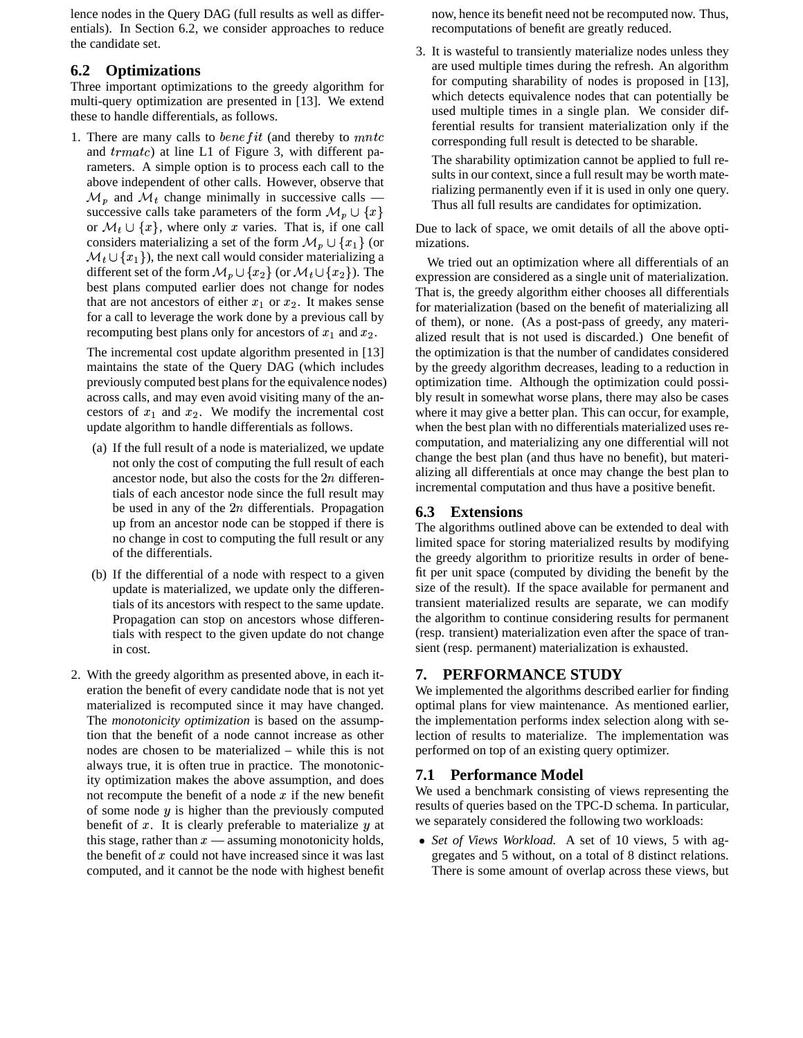lence nodes in the Query DAG (full results as well as differentials). In Section 6.2, we consider approaches to reduce the candidate set.

## 6.2 Optimizations

Three important optimizations to the greedy algorithm for multi-query optimization are presented in [13]. We extend these to handle differentials, as follows.

1. There are many calls to $benefit$ (and thereby to $mntc$ and $trmatc$) at line L1 of Figure 3, with different parameters. A simple option is to process each call to the above independent of other calls. However, observe that $\mathcal{M}_p$ and $\mathcal{M}_t$ change minimally in successive calls — successive calls take parameters of the form $\mathcal{M}_p \cup \{x\}$ or $\mathcal{M}_t \cup \{x\}$, where only $x$ varies. That is, if one call considers materializing a set of the form $\mathcal{M}_p \cup \{x_1\}$ (or $\mathcal{M}_t \cup \{x_1\}$), the next call would consider materializing a different set of the form $\mathcal{M}_p \cup \{x_2\}$ (or $\mathcal{M}_t \cup \{x_2\}$). The best plans computed earlier does not change for nodes that are not ancestors of either $x_1$ or $x_2$. It makes sense for a call to leverage the work done by a previous call by recomputing best plans only for ancestors of $x_1$ and $x_2$.

   The incremental cost update algorithm presented in [13] maintains the state of the Query DAG (which includes previously computed best plans for the equivalence nodes) across calls, and may even avoid visiting many of the ancestors of $x_1$ and $x_2$. We modify the incremental cost update algorithm to handle differentials as follows.

   (a) If the full result of a node is materialized, we update not only the cost of computing the full result of each ancestor node, but also the costs for the $2n$ differentials of each ancestor node since the full result may be used in any of the $2n$ differentials. Propagation up from an ancestor node can be stopped if there is no change in cost to computing the full result or any of the differentials.

   (b) If the differential of a node with respect to a given update is materialized, we update only the differentials of its ancestors with respect to the same update. Propagation can stop on ancestors whose differentials with respect to the given update do not change in cost.

2. With the greedy algorithm as presented above, in each iteration the benefit of every candidate node that is not yet materialized is recomputed since it may have changed. The *monotonicity optimization* is based on the assumption that the benefit of a node cannot increase as other nodes are chosen to be materialized – while this is not always true, it is often true in practice. The monotonicity optimization makes the above assumption, and does not recompute the benefit of a node $x$ if the new benefit of some node $y$ is higher than the previously computed benefit of $x$. It is clearly preferable to materialize $y$ at this stage, rather than $x$ — assuming monotonicity holds, the benefit of $x$ could not have increased since it was last computed, and it cannot be the node with highest benefit now, hence its benefit need not be recomputed now. Thus, recomputations of benefit are greatly reduced.

3. It is wasteful to transiently materialize nodes unless they are used multiple times during the refresh. An algorithm for computing sharability of nodes is proposed in [13], which detects equivalence nodes that can potentially be used multiple times in a single plan. We consider differential results for transient materialization only if the corresponding full result is detected to be sharable.

   The sharability optimization cannot be applied to full results in our context, since a full result may be worth materializing permanently even if it is used in only one query. Thus all full results are candidates for optimization.

Due to lack of space, we omit details of all the above optimizations.

We tried out an optimization where all differentials of an expression are considered as a single unit of materialization. That is, the greedy algorithm either chooses all differentials for materialization (based on the benefit of materializing all of them), or none. (As a post-pass of greedy, any materialized result that is not used is discarded.) One benefit of the optimization is that the number of candidates considered by the greedy algorithm decreases, leading to a reduction in optimization time. Although the optimization could possibly result in somewhat worse plans, there may also be cases where it may give a better plan. This can occur, for example, when the best plan with no differentials materialized uses recomputation, and materializing any one differential will not change the best plan (and thus have no benefit), but materializing all differentials at once may change the best plan to incremental computation and thus have a positive benefit.

## 6.3 Extensions

The algorithms outlined above can be extended to deal with limited space for storing materialized results by modifying the greedy algorithm to prioritize results in order of benefit per unit space (computed by dividing the benefit by the size of the result). If the space available for permanent and transient materialized results are separate, we can modify the algorithm to continue considering results for permanent (resp. transient) materialization even after the space of transient (resp. permanent) materialization is exhausted.

# 7. PERFORMANCE STUDY

We implemented the algorithms described earlier for finding optimal plans for view maintenance. As mentioned earlier, the implementation performs index selection along with selection of results to materialize. The implementation was performed on top of an existing query optimizer.

## 7.1 Performance Model

We used a benchmark consisting of views representing the results of queries based on the TPC-D schema. In particular, we separately considered the following two workloads:

- *Set of Views Workload.* A set of 10 views, 5 with aggregates and 5 without, on a total of 8 distinct relations. There is some amount of overlap across these views, but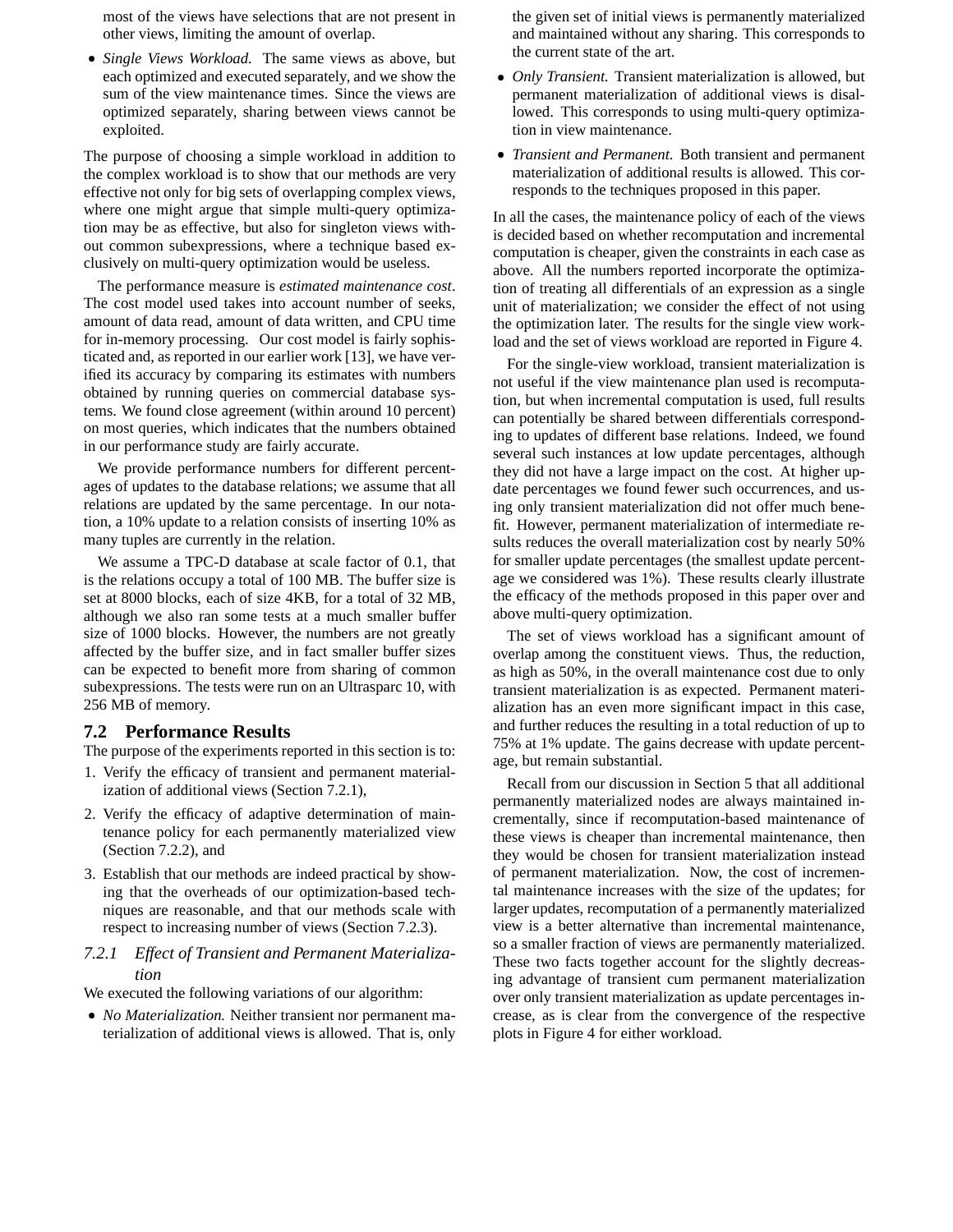most of the views have selections that are not present in other views, limiting the amount of overlap.

- *Single Views Workload.* The same views as above, but each optimized and executed separately, and we show the sum of the view maintenance times. Since the views are optimized separately, sharing between views cannot be exploited.

The purpose of choosing a simple workload in addition to the complex workload is to show that our methods are very effective not only for big sets of overlapping complex views, where one might argue that simple multi-query optimization may be as effective, but also for singleton views without common subexpressions, where a technique based exclusively on multi-query optimization would be useless.

The performance measure is *estimated maintenance cost*. The cost model used takes into account number of seeks, amount of data read, amount of data written, and CPU time for in-memory processing. Our cost model is fairly sophisticated and, as reported in our earlier work [13], we have verified its accuracy by comparing its estimates with numbers obtained by running queries on commercial database systems. We found close agreement (within around 10 percent) on most queries, which indicates that the numbers obtained in our performance study are fairly accurate.

We provide performance numbers for different percentages of updates to the database relations; we assume that all relations are updated by the same percentage. In our notation, a 10% update to a relation consists of inserting 10% as many tuples as are currently in the relation.

We assume a TPC-D database at scale factor of 0.1, that is the relations occupy a total of 100 MB. The buffer size is set at 8000 blocks, each of size 4KB, for a total of 32 MB, although we also ran some tests at a much smaller buffer size of 1000 blocks. However, the numbers are not greatly affected by the buffer size, and in fact smaller buffer sizes can be expected to benefit more from sharing of common subexpressions. The tests were run on an Ultrasparc 10, with 256 MB of memory.

## 7.2 Performance Results

The purpose of the experiments reported in this section is to:

1. Verify the efficacy of transient and permanent materialization of additional views (Section 7.2.1),
2. Verify the efficacy of adaptive determination of maintenance policy for each permanently materialized view (Section 7.2.2), and
3. Establish that our methods are indeed practical by showing that the overheads of our optimization-based techniques are reasonable, and that our methods scale with respect to increasing number of views (Section 7.2.3).

### *7.2.1 Effect of Transient and Permanent Materialization*

We executed the following variations of our algorithm:

- *No Materialization.* Neither transient nor permanent materialization of additional views is allowed. That is, only the given set of initial views is permanently materialized and maintained without any sharing. This corresponds to the current state of the art.
- *Only Transient.* Transient materialization is allowed, but permanent materialization of additional views is disallowed. This corresponds to using multi-query optimization in view maintenance.
- *Transient and Permanent.* Both transient and permanent materialization of additional results is allowed. This corresponds to the techniques proposed in this paper.

In all the cases, the maintenance policy of each of the views is decided based on whether recomputation and incremental computation is cheaper, given the constraints in each case as above. All the numbers reported incorporate the optimization of treating all differentials of an expression as a single unit of materialization; we consider the effect of not using the optimization later. The results for the single view workload and the set of views workload are reported in Figure 4.

For the single-view workload, transient materialization is not useful if the view maintenance plan used is recomputation, but when incremental computation is used, full results can potentially be shared between differentials corresponding to updates of different base relations. Indeed, we found several such instances at low update percentages, although they did not have a large impact on the cost. At higher update percentages we found fewer such occurrences, and using only transient materialization did not offer much benefit. However, permanent materialization of intermediate results reduces the overall materialization cost by nearly 50% for smaller update percentages (the smallest update percentage we considered was 1%). These results clearly illustrate the efficacy of the methods proposed in this paper over and above multi-query optimization.

The set of views workload has a significant amount of overlap among the constituent views. Thus, the reduction, as high as 50%, in the overall maintenance cost due to only transient materialization is as expected. Permanent materialization has an even more significant impact in this case, and further reduces the resulting in a total reduction of up to 75% at 1% update. The gains decrease with update percentage, but remain substantial.

Recall from our discussion in Section 5 that all additional permanently materialized nodes are always maintained incrementally, since if recomputation-based maintenance of these views is cheaper than incremental maintenance, then they would be chosen for transient materialization instead of permanent materialization. Now, the cost of incremental maintenance increases with the size of the updates; for larger updates, recomputation of a permanently materialized view is a better alternative than incremental maintenance, so a smaller fraction of views are permanently materialized. These two facts together account for the slightly decreasing advantage of transient cum permanent materialization over only transient materialization as update percentages increase, as is clear from the convergence of the respective plots in Figure 4 for either workload.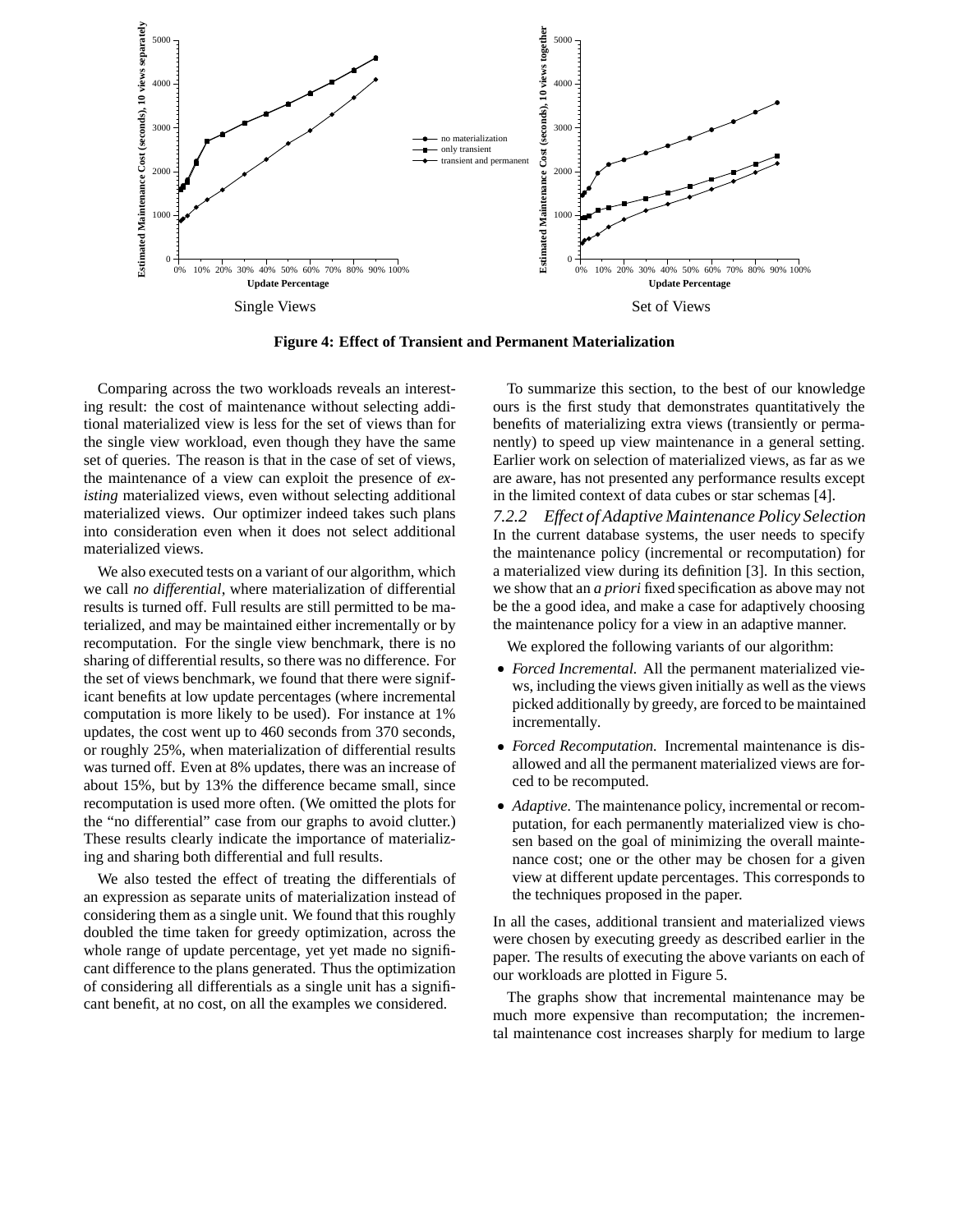Estimated Maintenance Cost (seconds), 10 views separately

5000
4000
3000
2000
1000
0

0% 10% 20% 30% 40% 50% 60% 70% 80% 90% 100%

Update Percentage

Single Views

no materialization
only transient
transient and permanent

Estimated Maintenance Cost (seconds), 10 views together

5000
4000
3000
2000
1000
0

0% 10% 20% 30% 40% 50% 60% 70% 80% 90% 100%

Update Percentage

Set of Views

**Figure 4: Effect of Transient and Permanent Materialization**

Comparing across the two workloads reveals an interesting result: the cost of maintenance without selecting additional materialized view is less for the set of views than for the single view workload, even though they have the same set of queries. The reason is that in the case of set of views, the maintenance of a view can exploit the presence of *existing* materialized views, even without selecting additional materialized views. Our optimizer indeed takes such plans into consideration even when it does not select additional materialized views.

We also executed tests on a variant of our algorithm, which we call *no differential*, where materialization of differential results is turned off. Full results are still permitted to be materialized, and may be maintained either incrementally or by recomputation. For the single view benchmark, there is no sharing of differential results, so there was no difference. For the set of views benchmark, we found that there were significant benefits at low update percentages (where incremental computation is more likely to be used). For instance at 1% updates, the cost went up to 460 seconds from 370 seconds, or roughly 25%, when materialization of differential results was turned off. Even at 8% updates, there was an increase of about 15%, but by 13% the difference became small, since recomputation is used more often. (We omitted the plots for the "no differential" case from our graphs to avoid clutter.) These results clearly indicate the importance of materializing and sharing both differential and full results.

We also tested the effect of treating the differentials of an expression as separate units of materialization instead of considering them as a single unit. We found that this roughly doubled the time taken for greedy optimization, across the whole range of update percentage, yet yet made no significant difference to the plans generated. Thus the optimization of considering all differentials as a single unit has a significant benefit, at no cost, on all the examples we considered.

To summarize this section, to the best of our knowledge ours is the first study that demonstrates quantitatively the benefits of materializing extra views (transiently or permanently) to speed up view maintenance in a general setting. Earlier work on selection of materialized views, as far as we are aware, has not presented any performance results except in the limited context of data cubes or star schemas [4].

#### *7.2.2 Effect of Adaptive Maintenance Policy Selection*

In the current database systems, the user needs to specify the maintenance policy (incremental or recomputation) for a materialized view during its definition [3]. In this section, we show that an *a priori* fixed specification as above may not be the a good idea, and make a case for adaptively choosing the maintenance policy for a view in an adaptive manner.

We explored the following variants of our algorithm:

- *Forced Incremental.* All the permanent materialized views, including the views given initially as well as the views picked additionally by greedy, are forced to be maintained incrementally.
- *Forced Recomputation.* Incremental maintenance is disallowed and all the permanent materialized views are forced to be recomputed.
- *Adaptive.* The maintenance policy, incremental or recomputation, for each permanently materialized view is chosen based on the goal of minimizing the overall maintenance cost; one or the other may be chosen for a given view at different update percentages. This corresponds to the techniques proposed in the paper.

In all the cases, additional transient and materialized views were chosen by executing greedy as described earlier in the paper. The results of executing the above variants on each of our workloads are plotted in Figure 5.

The graphs show that incremental maintenance may be much more expensive than recomputation; the incremental maintenance cost increases sharply for medium to large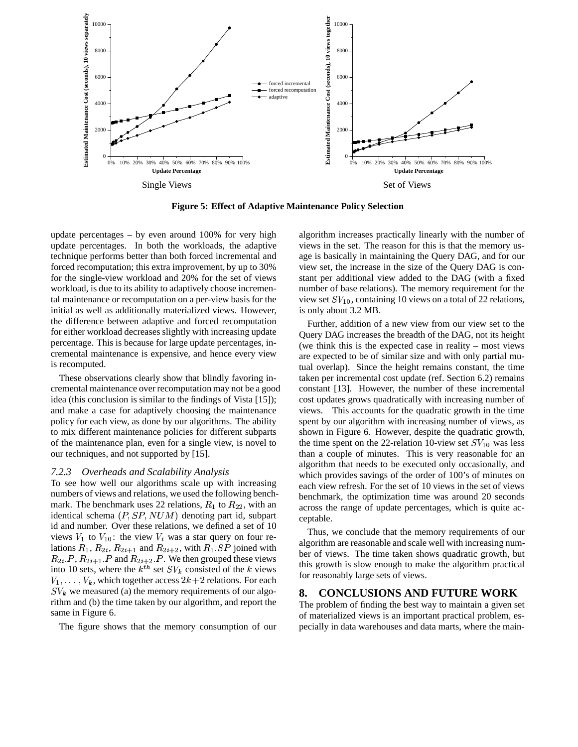Single Views

Set of Views

**Figure 5: Effect of Adaptive Maintenance Policy Selection**

update percentages – by even around 100% for very high update percentages. In both the workloads, the adaptive technique performs better than both forced incremental and forced recomputation; this extra improvement, by up to 30% for the single-view workload and 20% for the set of views workload, is due to its ability to adaptively choose incremental maintenance or recomputation on a per-view basis for the initial as well as additionally materialized views. However, the difference between adaptive and forced recomputation for either workload decreases slightly with increasing update percentage. This is because for large update percentages, incremental maintenance is expensive, and hence every view is recomputed.

These observations clearly show that blindly favoring incremental maintenance over recomputation may not be a good idea (this conclusion is similar to the findings of Vista [15]); and make a case for adaptively choosing the maintenance policy for each view, as done by our algorithms. The ability to mix different maintenance policies for different subparts of the maintenance plan, even for a single view, is novel to our techniques, and not supported by [15].

### *7.2.3 Overheads and Scalability Analysis*

To see how well our algorithms scale up with increasing numbers of views and relations, we used the following benchmark. The benchmark uses 22 relations, $R_1$ to $R_{22}$, with an identical schema $(P, SP, NUM)$ denoting part id, subpart id and number. Over these relations, we defined a set of 10 views $V_1$ to $V_{10}$: the view $V_i$ was a star query on four relations $R_1$, $R_{2i}$, $R_{2i+1}$ and $R_{2i+2}$, with $R_1.SP$ joined with $R_{2i}.P$, $R_{2i+1}.P$ and $R_{2i+2}.P$. We then grouped these views into 10 sets, where the $k^{th}$ set $SV_k$ consisted of the $k$ views $V_1, \ldots, V_k$, which together access $2k+2$ relations. For each $SV_k$ we measured (a) the memory requirements of our algorithm and (b) the time taken by our algorithm, and report the same in Figure 6.

The figure shows that the memory consumption of our algorithm increases practically linearly with the number of views in the set. The reason for this is that the memory usage is basically in maintaining the Query DAG, and for our view set, the increase in the size of the Query DAG is constant per additional view added to the DAG (with a fixed number of base relations). The memory requirement for the view set $SV_{10}$, containing 10 views on a total of 22 relations, is only about 3.2 MB.

Further, addition of a new view from our view set to the Query DAG increases the breadth of the DAG, not its height (we think this is the expected case in reality – most views are expected to be of similar size and with only partial mutual overlap). Since the height remains constant, the time taken per incremental cost update (ref. Section 6.2) remains constant [13]. However, the number of these incremental cost updates grows quadratically with increasing number of views. This accounts for the quadratic growth in the time spent by our algorithm with increasing number of views, as shown in Figure 6. However, despite the quadratic growth, the time spent on the 22-relation 10-view set $SV_{10}$ was less than a couple of minutes. This is very reasonable for an algorithm that needs to be executed only occasionally, and which provides savings of the order of 100's of minutes on each view refresh. For the set of 10 views in the set of views benchmark, the optimization time was around 20 seconds across the range of update percentages, which is quite acceptable.

Thus, we conclude that the memory requirements of our algorithm are reasonable and scale well with increasing number of views. The time taken shows quadratic growth, but this growth is slow enough to make the algorithm practical for reasonably large sets of views.

## 8. CONCLUSIONS AND FUTURE WORK

The problem of finding the best way to maintain a given set of materialized views is an important practical problem, especially in data warehouses and data marts, where the main-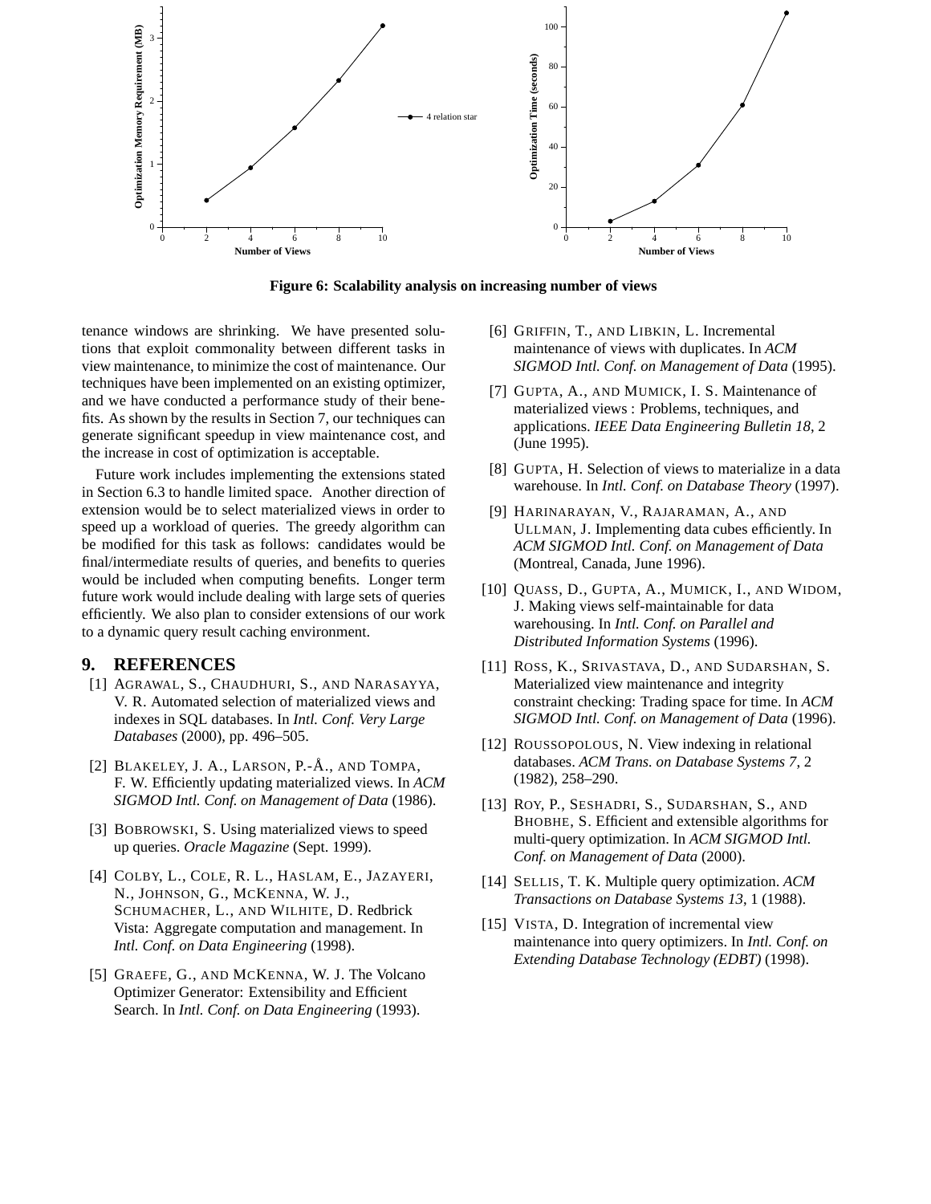Optimization Memory Requirement (MB)

0
1
2
3

0 2 4 6 8 10

Number of Views

4 relation star

Optimization Time (seconds)

0
20
40
60
80
100

0 2 4 6 8 10

Number of Views

**Figure 6: Scalability analysis on increasing number of views**

tenance windows are shrinking. We have presented solutions that exploit commonality between different tasks in view maintenance, to minimize the cost of maintenance. Our techniques have been implemented on an existing optimizer, and we have conducted a performance study of their benefits. As shown by the results in Section 7, our techniques can generate significant speedup in view maintenance cost, and the increase in cost of optimization is acceptable.

Future work includes implementing the extensions stated in Section 6.3 to handle limited space. Another direction of extension would be to select materialized views in order to speed up a workload of queries. The greedy algorithm can be modified for this task as follows: candidates would be final/intermediate results of queries, and benefits to queries would be included when computing benefits. Longer term future work would include dealing with large sets of queries efficiently. We also plan to consider extensions of our work to a dynamic query result caching environment.

## 9. REFERENCES

[1] Agrawal, S., Chaudhuri, S., and Narasayya, V. R. Automated selection of materialized views and indexes in SQL databases. In *Intl. Conf. Very Large Databases* (2000), pp. 496–505.

[2] Blakeley, J. A., Larson, P.-Å., and Tompa, F. W. Efficiently updating materialized views. In *ACM SIGMOD Intl. Conf. on Management of Data* (1986).

[3] Bobrowski, S. Using materialized views to speed up queries. *Oracle Magazine* (Sept. 1999).

[4] Colby, L., Cole, R. L., Haslam, E., Jazayeri, N., Johnson, G., McKenna, W. J., Schumacher, L., and Wilhite, D. Redbrick Vista: Aggregate computation and management. In *Intl. Conf. on Data Engineering* (1998).

[5] Graefe, G., and McKenna, W. J. The Volcano Optimizer Generator: Extensibility and Efficient Search. In *Intl. Conf. on Data Engineering* (1993).

[6] Griffin, T., and Libkin, L. Incremental maintenance of views with duplicates. In *ACM SIGMOD Intl. Conf. on Management of Data* (1995).

[7] Gupta, A., and Mumick, I. S. Maintenance of materialized views : Problems, techniques, and applications. *IEEE Data Engineering Bulletin 18*, 2 (June 1995).

[8] Gupta, H. Selection of views to materialize in a data warehouse. In *Intl. Conf. on Database Theory* (1997).

[9] Harinarayan, V., Rajaraman, A., and Ullman, J. Implementing data cubes efficiently. In *ACM SIGMOD Intl. Conf. on Management of Data* (Montreal, Canada, June 1996).

[10] Quass, D., Gupta, A., Mumick, I., and Widom, J. Making views self-maintainable for data warehousing. In *Intl. Conf. on Parallel and Distributed Information Systems* (1996).

[11] Ross, K., Srivastava, D., and Sudarshan, S. Materialized view maintenance and integrity constraint checking: Trading space for time. In *ACM SIGMOD Intl. Conf. on Management of Data* (1996).

[12] Roussopolous, N. View indexing in relational databases. *ACM Trans. on Database Systems 7*, 2 (1982), 258–290.

[13] Roy, P., Seshadri, S., Sudarshan, S., and Bhobhe, S. Efficient and extensible algorithms for multi-query optimization. In *ACM SIGMOD Intl. Conf. on Management of Data* (2000).

[14] Sellis, T. K. Multiple query optimization. *ACM Transactions on Database Systems 13*, 1 (1988).

[15] Vista, D. Integration of incremental view maintenance into query optimizers. In *Intl. Conf. on Extending Database Technology (EDBT)* (1998).